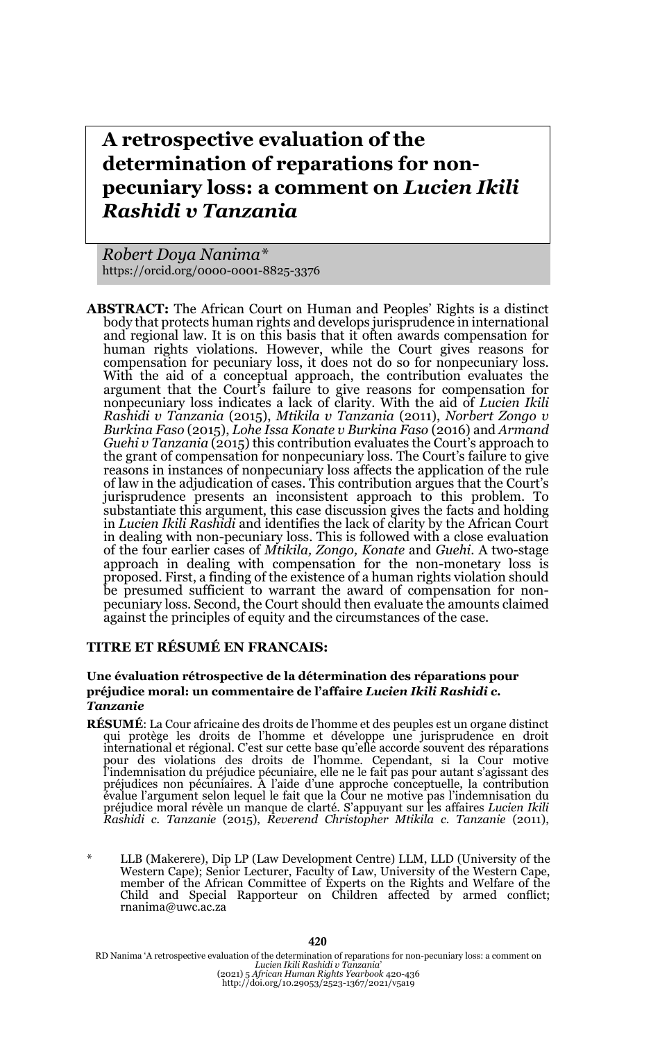# A retrospective evaluation of the determination of reparations for non-pecuniary loss: a comment on *Lucien Ikili Rashidi v Tanzania*

*Robert Doya Nanima\**
https://orcid.org/0000-0001-8825-3376

**ABSTRACT:** The African Court on Human and Peoples' Rights is a distinct body that protects human rights and develops jurisprudence in international and regional law. It is on this basis that it often awards compensation for human rights violations. However, while the Court gives reasons for compensation for pecuniary loss, it does not do so for nonpecuniary loss. With the aid of a conceptual approach, the contribution evaluates the argument that the Court's failure to give reasons for compensation for nonpecuniary loss indicates a lack of clarity. With the aid of *Lucien Ikili Rashidi v Tanzania* (2015), *Mtikila v Tanzania* (2011), *Norbert Zongo v Burkina Faso* (2015), *Lohe Issa Konate v Burkina Faso* (2016) and *Armand Guehi v Tanzania* (2015) this contribution evaluates the Court's approach to the grant of compensation for nonpecuniary loss. The Court's failure to give reasons in instances of nonpecuniary loss affects the application of the rule of law in the adjudication of cases. This contribution argues that the Court's jurisprudence presents an inconsistent approach to this problem. To substantiate this argument, this case discussion gives the facts and holding in *Lucien Ikili Rashidi* and identifies the lack of clarity by the African Court in dealing with non-pecuniary loss. This is followed with a close evaluation of the four earlier cases of *Mtikila, Zongo, Konate* and *Guehi*. A two-stage approach in dealing with compensation for the non-monetary loss is proposed. First, a finding of the existence of a human rights violation should be presumed sufficient to warrant the award of compensation for non-pecuniary loss. Second, the Court should then evaluate the amounts claimed against the principles of equity and the circumstances of the case.

## TITRE ET RÉSUMÉ EN FRANCAIS:

**Une évaluation rétrospective de la détermination des réparations pour préjudice moral: un commentaire de l'affaire *Lucien Ikili Rashidi c. Tanzanie***

**RÉSUMÉ**: La Cour africaine des droits de l'homme et des peuples est un organe distinct qui protège les droits de l'homme et développe une jurisprudence en droit international et régional. C'est sur cette base qu'elle accorde souvent des réparations pour des violations des droits de l'homme. Cependant, si la Cour motive l'indemnisation du préjudice pécuniaire, elle ne le fait pas pour autant s'agissant des préjudices non pécuniaires. À l'aide d'une approche conceptuelle, la contribution évalue l'argument selon lequel le fait que la Cour ne motive pas l'indemnisation du préjudice moral révèle un manque de clarté. S'appuyant sur les affaires *Lucien Ikili Rashidi c. Tanzanie* (2015), *Reverend Christopher Mtikila c. Tanzanie* (2011),

\* LLB (Makerere), Dip LP (Law Development Centre) LLM, LLD (University of the Western Cape); Senior Lecturer, Faculty of Law, University of the Western Cape, member of the African Committee of Experts on the Rights and Welfare of the Child and Special Rapporteur on Children affected by armed conflict; rnanima@uwc.ac.za

RD Nanima 'A retrospective evaluation of the determination of reparations for non-pecuniary loss: a comment on *Lucien Ikili Rashidi v Tanzania*' (2021) 5 *African Human Rights Yearbook* 420-436
http://doi.org/10.29053/2523-1367/2021/v5a19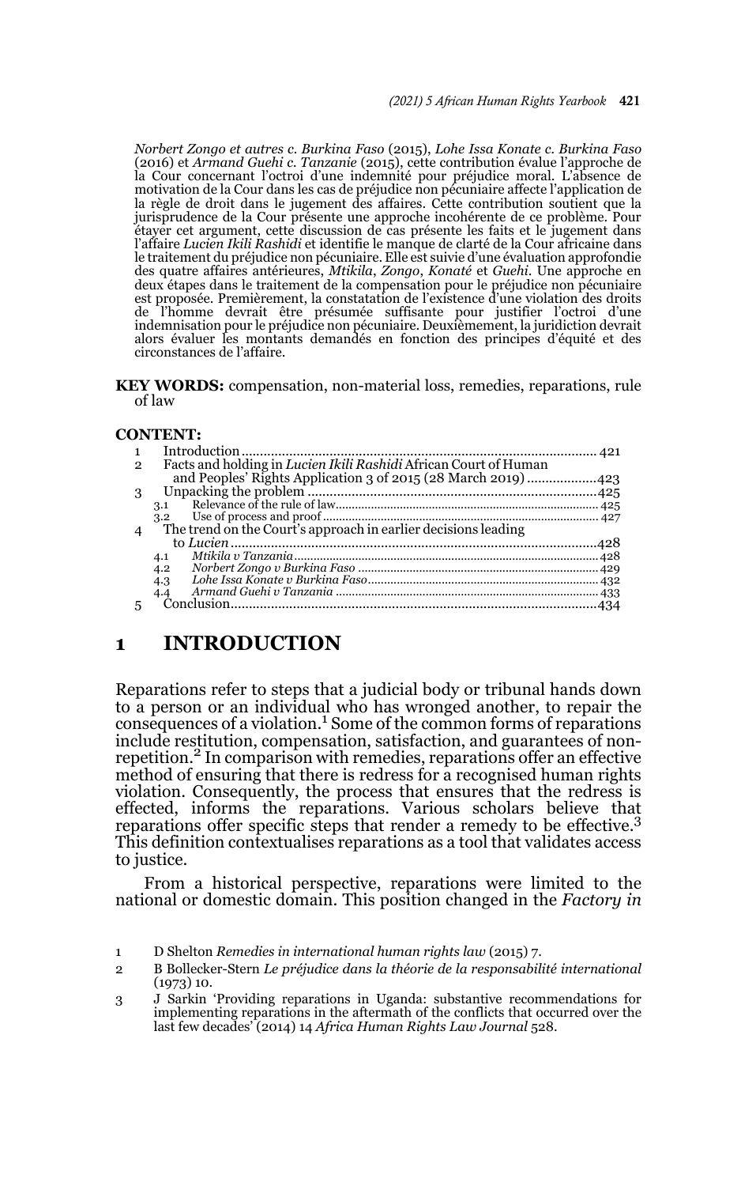*Norbert Zongo et autres c. Burkina Faso* (2015), *Lohe Issa Konate c. Burkina Faso* (2016) et *Armand Guehi c. Tanzanie* (2015), cette contribution évalue l'approche de la Cour concernant l'octroi d'une indemnité pour préjudice moral. L'absence de motivation de la Cour dans les cas de préjudice non pécuniaire affecte l'application de la règle de droit dans le jugement des affaires. Cette contribution soutient que la jurisprudence de la Cour présente une approche incohérente de ce problème. Pour étayer cet argument, cette discussion de cas présente les faits et le jugement dans l'affaire *Lucien Ikili Rashidi* et identifie le manque de clarté de la Cour africaine dans le traitement du préjudice non pécuniaire. Elle est suivie d'une évaluation approfondie des quatre affaires antérieures, *Mtikila*, *Zongo*, *Konaté* et *Guehi*. Une approche en deux étapes dans le traitement de la compensation pour le préjudice non pécuniaire est proposée. Premièrement, la constatation de l'existence d'une violation des droits de l'homme devrait être présumée suffisante pour justifier l'octroi d'une indemnisation pour le préjudice non pécuniaire. Deuxièmement, la juridiction devrait alors évaluer les montants demandés en fonction des principes d'équité et des circonstances de l'affaire.

**KEY WORDS:** compensation, non-material loss, remedies, reparations, rule of law

**CONTENT:**

1 Introduction ... 421
2 Facts and holding in *Lucien Ikili Rashidi* African Court of Human and Peoples' Rights Application 3 of 2015 (28 March 2019) ... 423
3 Unpacking the problem ... 425
  3.1 Relevance of the rule of law ... 425
  3.2 Use of process and proof ... 427
4 The trend on the Court's approach in earlier decisions leading to *Lucien* ... 428
  4.1 *Mtikila v Tanzania* ... 428
  4.2 *Norbert Zongo v Burkina Faso* ... 429
  4.3 *Lohe Issa Konate v Burkina Faso* ... 432
  4.4 *Armand Guehi v Tanzania* ... 433
5 Conclusion ... 434

## 1 INTRODUCTION

Reparations refer to steps that a judicial body or tribunal hands down to a person or an individual who has wronged another, to repair the consequences of a violation.[1] Some of the common forms of reparations include restitution, compensation, satisfaction, and guarantees of non-repetition.[2] In comparison with remedies, reparations offer an effective method of ensuring that there is redress for a recognised human rights violation. Consequently, the process that ensures that the redress is effected, informs the reparations. Various scholars believe that reparations offer specific steps that render a remedy to be effective.[3] This definition contextualises reparations as a tool that validates access to justice.

From a historical perspective, reparations were limited to the national or domestic domain. This position changed in the *Factory in*

1 D Shelton *Remedies in international human rights law* (2015) 7.

2 B Bollecker-Stern *Le préjudice dans la théorie de la responsabilité international* (1973) 10.

3 J Sarkin 'Providing reparations in Uganda: substantive recommendations for implementing reparations in the aftermath of the conflicts that occurred over the last few decades' (2014) 14 *Africa Human Rights Law Journal* 528.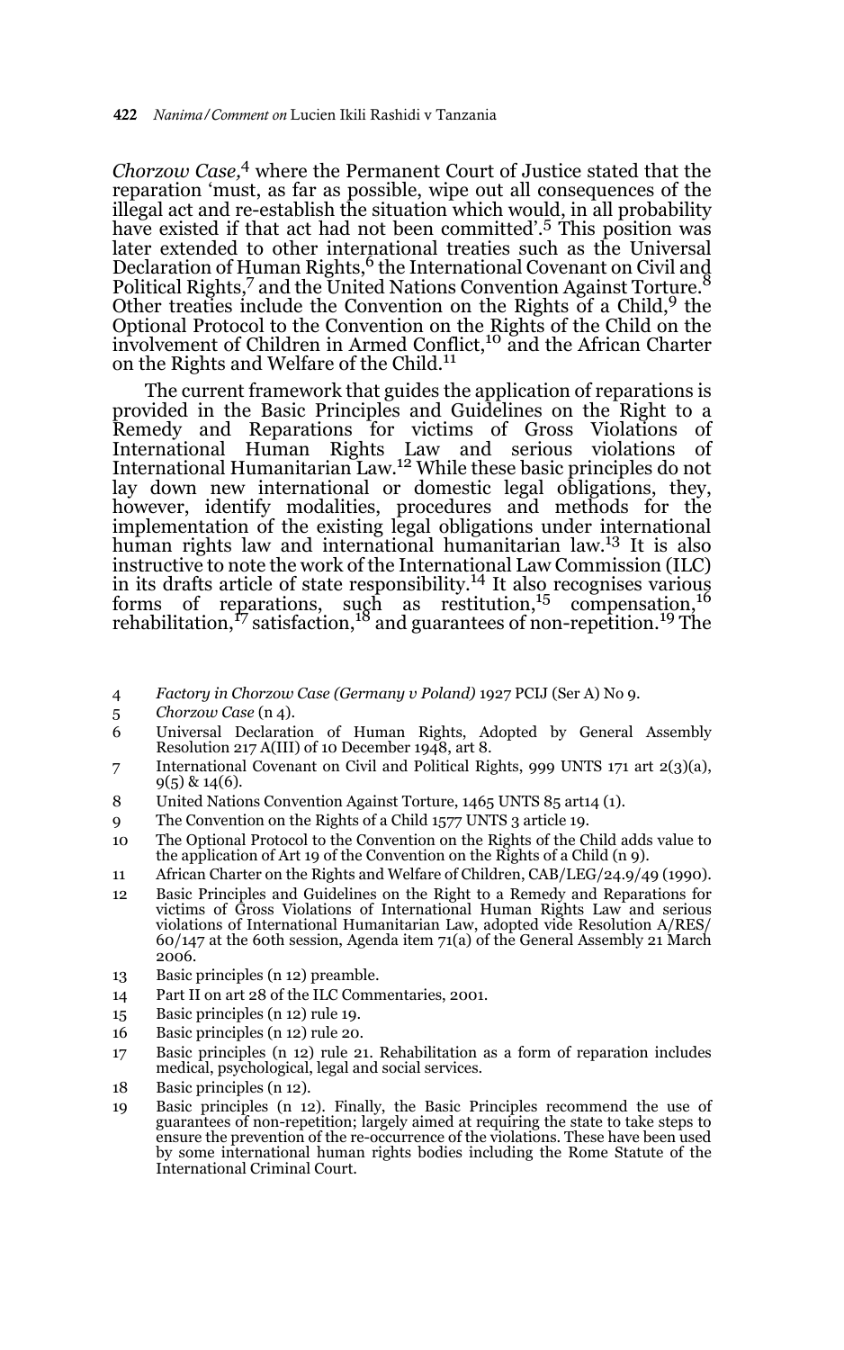*Chorzow Case*,[4] where the Permanent Court of Justice stated that the reparation 'must, as far as possible, wipe out all consequences of the illegal act and re-establish the situation which would, in all probability have existed if that act had not been committed'.[5] This position was later extended to other international treaties such as the Universal Declaration of Human Rights,[6] the International Covenant on Civil and Political Rights,[7] and the United Nations Convention Against Torture.[8] Other treaties include the Convention on the Rights of a Child,[9] the Optional Protocol to the Convention on the Rights of the Child on the involvement of Children in Armed Conflict,[10] and the African Charter on the Rights and Welfare of the Child.[11]

The current framework that guides the application of reparations is provided in the Basic Principles and Guidelines on the Right to a Remedy and Reparations for victims of Gross Violations of International Human Rights Law and serious violations of International Humanitarian Law.[12] While these basic principles do not lay down new international or domestic legal obligations, they, however, identify modalities, procedures and methods for the implementation of the existing legal obligations under international human rights law and international humanitarian law.[13] It is also instructive to note the work of the International Law Commission (ILC) in its drafts article of state responsibility.[14] It also recognises various forms of reparations, such as restitution,[15] compensation,[16] rehabilitation,[17] satisfaction,[18] and guarantees of non-repetition.[19] The

---

4 *Factory in Chorzow Case (Germany v Poland)* 1927 PCIJ (Ser A) No 9.

5 *Chorzow Case* (n 4).

6 Universal Declaration of Human Rights, Adopted by General Assembly Resolution 217 A(III) of 10 December 1948, art 8.

7 International Covenant on Civil and Political Rights, 999 UNTS 171 art 2(3)(a), 9(5) & 14(6).

8 United Nations Convention Against Torture, 1465 UNTS 85 art14 (1).

9 The Convention on the Rights of a Child 1577 UNTS 3 article 19.

10 The Optional Protocol to the Convention on the Rights of the Child adds value to the application of Art 19 of the Convention on the Rights of a Child (n 9).

11 African Charter on the Rights and Welfare of Children, CAB/LEG/24.9/49 (1990).

12 Basic Principles and Guidelines on the Right to a Remedy and Reparations for victims of Gross Violations of International Human Rights Law and serious violations of International Humanitarian Law, adopted vide Resolution A/RES/60/147 at the 60th session, Agenda item 71(a) of the General Assembly 21 March 2006.

13 Basic principles (n 12) preamble.

14 Part II on art 28 of the ILC Commentaries, 2001.

15 Basic principles (n 12) rule 19.

16 Basic principles (n 12) rule 20.

17 Basic principles (n 12) rule 21. Rehabilitation as a form of reparation includes medical, psychological, legal and social services.

18 Basic principles (n 12).

19 Basic principles (n 12). Finally, the Basic Principles recommend the use of guarantees of non-repetition; largely aimed at requiring the state to take steps to ensure the prevention of the re-occurrence of the violations. These have been used by some international human rights bodies including the Rome Statute of the International Criminal Court.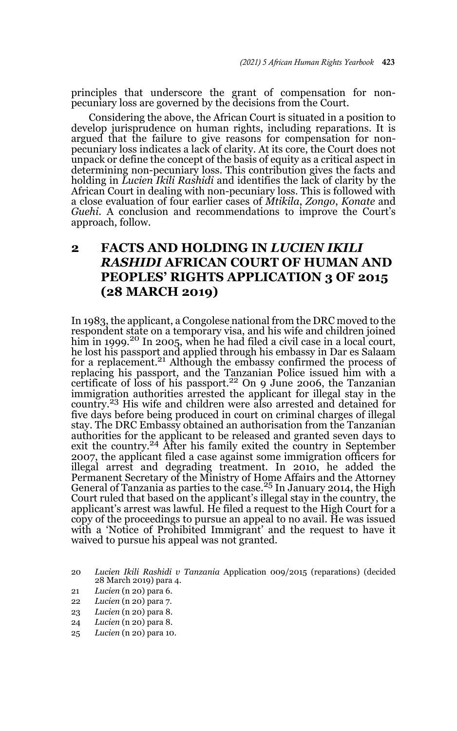principles that underscore the grant of compensation for non-pecuniary loss are governed by the decisions from the Court.

Considering the above, the African Court is situated in a position to develop jurisprudence on human rights, including reparations. It is argued that the failure to give reasons for compensation for non-pecuniary loss indicates a lack of clarity. At its core, the Court does not unpack or define the concept of the basis of equity as a critical aspect in determining non-pecuniary loss. This contribution gives the facts and holding in *Lucien Ikili Rashidi* and identifies the lack of clarity by the African Court in dealing with non-pecuniary loss. This is followed with a close evaluation of four earlier cases of *Mtikila*, *Zongo*, *Konate* and *Guehi*. A conclusion and recommendations to improve the Court's approach, follow.

## 2 FACTS AND HOLDING IN *LUCIEN IKILI RASHIDI* AFRICAN COURT OF HUMAN AND PEOPLES' RIGHTS APPLICATION 3 OF 2015 (28 MARCH 2019)

In 1983, the applicant, a Congolese national from the DRC moved to the respondent state on a temporary visa, and his wife and children joined him in 1999.[20] In 2005, when he had filed a civil case in a local court, he lost his passport and applied through his embassy in Dar es Salaam for a replacement.[21] Although the embassy confirmed the process of replacing his passport, and the Tanzanian Police issued him with a certificate of loss of his passport.[22] On 9 June 2006, the Tanzanian immigration authorities arrested the applicant for illegal stay in the country.[23] His wife and children were also arrested and detained for five days before being produced in court on criminal charges of illegal stay. The DRC Embassy obtained an authorisation from the Tanzanian authorities for the applicant to be released and granted seven days to exit the country.[24] After his family exited the country in September 2007, the applicant filed a case against some immigration officers for illegal arrest and degrading treatment. In 2010, he added the Permanent Secretary of the Ministry of Home Affairs and the Attorney General of Tanzania as parties to the case.[25] In January 2014, the High Court ruled that based on the applicant's illegal stay in the country, the applicant's arrest was lawful. He filed a request to the High Court for a copy of the proceedings to pursue an appeal to no avail. He was issued with a 'Notice of Prohibited Immigrant' and the request to have it waived to pursue his appeal was not granted.

20 *Lucien Ikili Rashidi v Tanzania* Application 009/2015 (reparations) (decided 28 March 2019) para 4.

21 *Lucien* (n 20) para 6.

22 *Lucien* (n 20) para 7.

23 *Lucien* (n 20) para 8.

24 *Lucien* (n 20) para 8.

25 *Lucien* (n 20) para 10.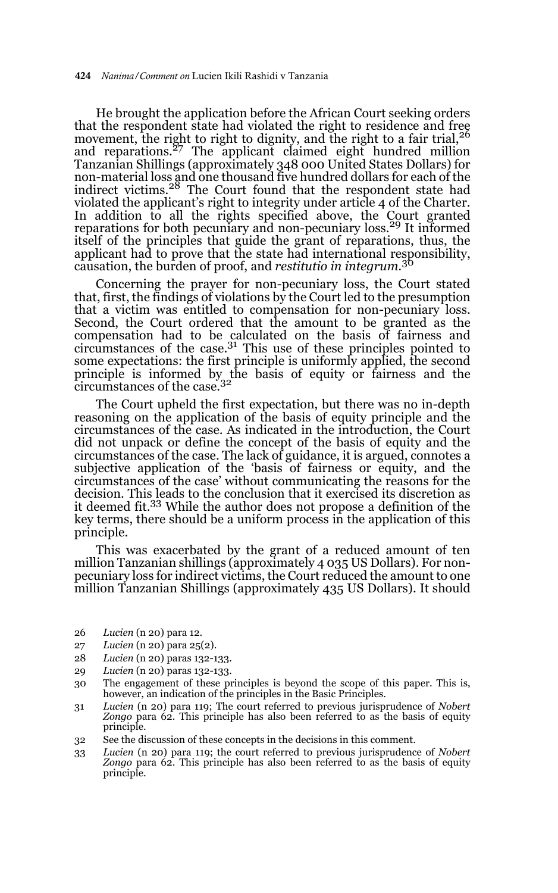He brought the application before the African Court seeking orders that the respondent state had violated the right to residence and free movement, the right to right to dignity, and the right to a fair trial,[26] and reparations.[27] The applicant claimed eight hundred million Tanzanian Shillings (approximately 348 000 United States Dollars) for non-material loss and one thousand five hundred dollars for each of the indirect victims.[28] The Court found that the respondent state had violated the applicant's right to integrity under article 4 of the Charter. In addition to all the rights specified above, the Court granted reparations for both pecuniary and non-pecuniary loss.[29] It informed itself of the principles that guide the grant of reparations, thus, the applicant had to prove that the state had international responsibility, causation, the burden of proof, and *restitutio in integrum*.[30]

Concerning the prayer for non-pecuniary loss, the Court stated that, first, the findings of violations by the Court led to the presumption that a victim was entitled to compensation for non-pecuniary loss. Second, the Court ordered that the amount to be granted as the compensation had to be calculated on the basis of fairness and circumstances of the case.[31] This use of these principles pointed to some expectations: the first principle is uniformly applied, the second principle is informed by the basis of equity or fairness and the circumstances of the case.[32]

The Court upheld the first expectation, but there was no in-depth reasoning on the application of the basis of equity principle and the circumstances of the case. As indicated in the introduction, the Court did not unpack or define the concept of the basis of equity and the circumstances of the case. The lack of guidance, it is argued, connotes a subjective application of the 'basis of fairness or equity, and the circumstances of the case' without communicating the reasons for the decision. This leads to the conclusion that it exercised its discretion as it deemed fit.[33] While the author does not propose a definition of the key terms, there should be a uniform process in the application of this principle.

This was exacerbated by the grant of a reduced amount of ten million Tanzanian shillings (approximately 4 035 US Dollars). For non-pecuniary loss for indirect victims, the Court reduced the amount to one million Tanzanian Shillings (approximately 435 US Dollars). It should

---

26 *Lucien* (n 20) para 12.

27 *Lucien* (n 20) para 25(2).

28 *Lucien* (n 20) paras 132-133.

29 *Lucien* (n 20) paras 132-133.

30 The engagement of these principles is beyond the scope of this paper. This is, however, an indication of the principles in the Basic Principles.

31 *Lucien* (n 20) para 119; The court referred to previous jurisprudence of *Nobert Zongo* para 62. This principle has also been referred to as the basis of equity principle.

32 See the discussion of these concepts in the decisions in this comment.

33 *Lucien* (n 20) para 119; the court referred to previous jurisprudence of *Nobert Zongo* para 62. This principle has also been referred to as the basis of equity principle.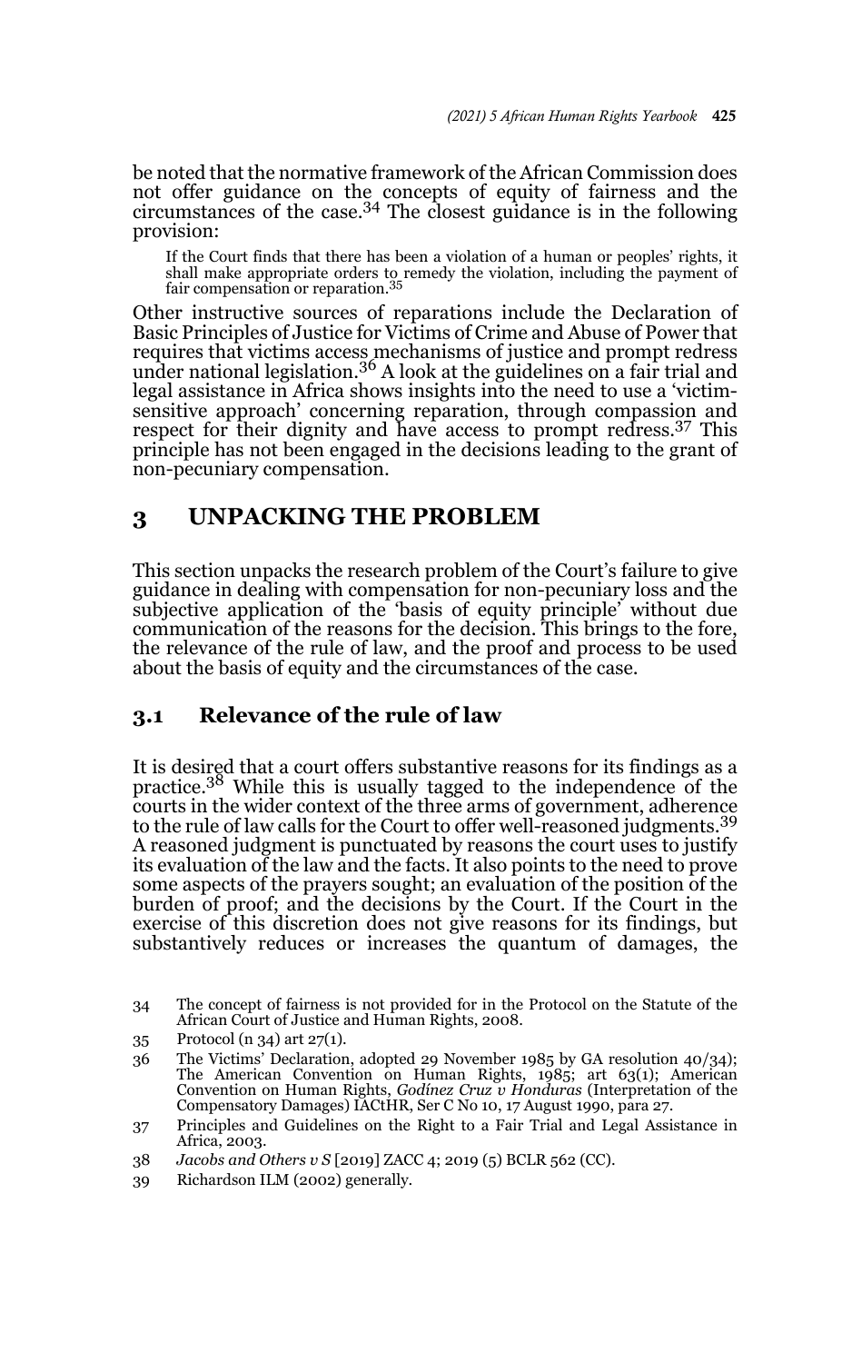be noted that the normative framework of the African Commission does not offer guidance on the concepts of equity of fairness and the circumstances of the case.[34] The closest guidance is in the following provision:

> If the Court finds that there has been a violation of a human or peoples' rights, it shall make appropriate orders to remedy the violation, including the payment of fair compensation or reparation.[35]

Other instructive sources of reparations include the Declaration of Basic Principles of Justice for Victims of Crime and Abuse of Power that requires that victims access mechanisms of justice and prompt redress under national legislation.[36] A look at the guidelines on a fair trial and legal assistance in Africa shows insights into the need to use a 'victim-sensitive approach' concerning reparation, through compassion and respect for their dignity and have access to prompt redress.[37] This principle has not been engaged in the decisions leading to the grant of non-pecuniary compensation.

## 3 UNPACKING THE PROBLEM

This section unpacks the research problem of the Court's failure to give guidance in dealing with compensation for non-pecuniary loss and the subjective application of the 'basis of equity principle' without due communication of the reasons for the decision. This brings to the fore, the relevance of the rule of law, and the proof and process to be used about the basis of equity and the circumstances of the case.

### 3.1 Relevance of the rule of law

It is desired that a court offers substantive reasons for its findings as a practice.[38] While this is usually tagged to the independence of the courts in the wider context of the three arms of government, adherence to the rule of law calls for the Court to offer well-reasoned judgments.[39] A reasoned judgment is punctuated by reasons the court uses to justify its evaluation of the law and the facts. It also points to the need to prove some aspects of the prayers sought; an evaluation of the position of the burden of proof; and the decisions by the Court. If the Court in the exercise of this discretion does not give reasons for its findings, but substantively reduces or increases the quantum of damages, the

---

34 The concept of fairness is not provided for in the Protocol on the Statute of the African Court of Justice and Human Rights, 2008.

35 Protocol (n 34) art 27(1).

36 The Victims' Declaration, adopted 29 November 1985 by GA resolution 40/34); The American Convention on Human Rights, 1985; art 63(1); American Convention on Human Rights, *Godínez Cruz v Honduras* (Interpretation of the Compensatory Damages) IACtHR, Ser C No 10, 17 August 1990, para 27.

37 Principles and Guidelines on the Right to a Fair Trial and Legal Assistance in Africa, 2003.

38 *Jacobs and Others v S* [2019] ZACC 4; 2019 (5) BCLR 562 (CC).

39 Richardson ILM (2002) generally.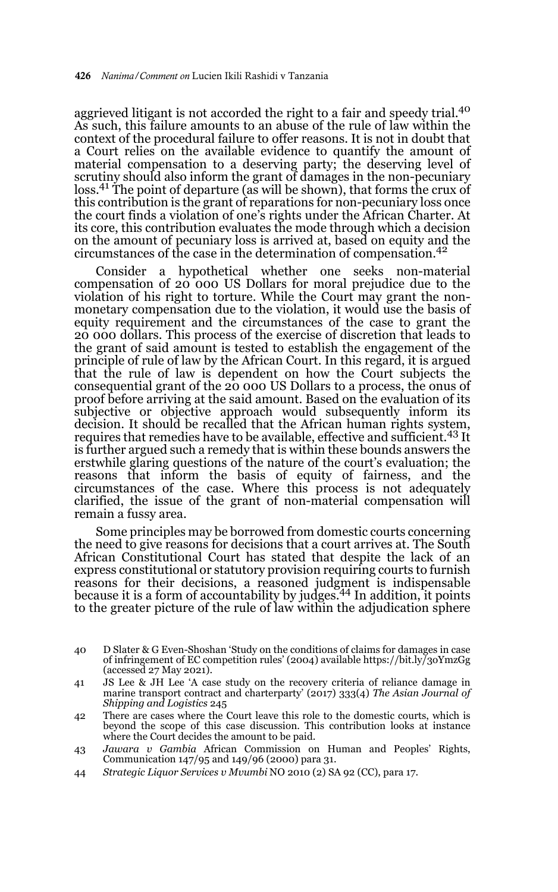aggrieved litigant is not accorded the right to a fair and speedy trial.[40] As such, this failure amounts to an abuse of the rule of law within the context of the procedural failure to offer reasons. It is not in doubt that a Court relies on the available evidence to quantify the amount of material compensation to a deserving party; the deserving level of scrutiny should also inform the grant of damages in the non-pecuniary loss.[41] The point of departure (as will be shown), that forms the crux of this contribution is the grant of reparations for non-pecuniary loss once the court finds a violation of one's rights under the African Charter. At its core, this contribution evaluates the mode through which a decision on the amount of pecuniary loss is arrived at, based on equity and the circumstances of the case in the determination of compensation.[42]

Consider a hypothetical whether one seeks non-material compensation of 20 000 US Dollars for moral prejudice due to the violation of his right to torture. While the Court may grant the non-monetary compensation due to the violation, it would use the basis of equity requirement and the circumstances of the case to grant the 20 000 dollars. This process of the exercise of discretion that leads to the grant of said amount is tested to establish the engagement of the principle of rule of law by the African Court. In this regard, it is argued that the rule of law is dependent on how the Court subjects the consequential grant of the 20 000 US Dollars to a process, the onus of proof before arriving at the said amount. Based on the evaluation of its subjective or objective approach would subsequently inform its decision. It should be recalled that the African human rights system, requires that remedies have to be available, effective and sufficient.[43] It is further argued such a remedy that is within these bounds answers the erstwhile glaring questions of the nature of the court's evaluation; the reasons that inform the basis of equity of fairness, and the circumstances of the case. Where this process is not adequately clarified, the issue of the grant of non-material compensation will remain a fussy area.

Some principles may be borrowed from domestic courts concerning the need to give reasons for decisions that a court arrives at. The South African Constitutional Court has stated that despite the lack of an express constitutional or statutory provision requiring courts to furnish reasons for their decisions, a reasoned judgment is indispensable because it is a form of accountability by judges.[44] In addition, it points to the greater picture of the rule of law within the adjudication sphere

---

40 D Slater & G Even-Shoshan 'Study on the conditions of claims for damages in case of infringement of EC competition rules' (2004) available https://bit.ly/3oYmzGg (accessed 27 May 2021).

41 JS Lee & JH Lee 'A case study on the recovery criteria of reliance damage in marine transport contract and charterparty' (2017) 333(4) *The Asian Journal of Shipping and Logistics* 245

42 There are cases where the Court leave this role to the domestic courts, which is beyond the scope of this case discussion. This contribution looks at instance where the Court decides the amount to be paid.

43 *Jawara v Gambia* African Commission on Human and Peoples' Rights, Communication 147/95 and 149/96 (2000) para 31.

44 *Strategic Liquor Services v Mvumbi* NO 2010 (2) SA 92 (CC), para 17.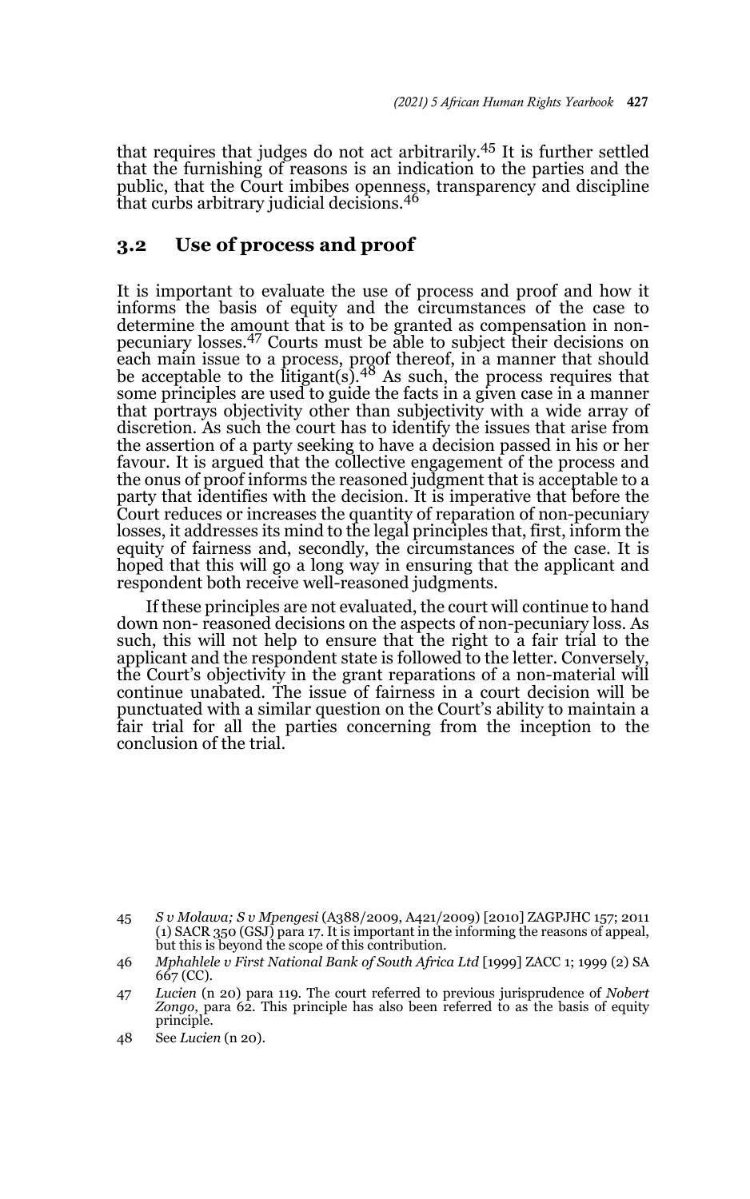that requires that judges do not act arbitrarily.[45] It is further settled that the furnishing of reasons is an indication to the parties and the public, that the Court imbibes openness, transparency and discipline that curbs arbitrary judicial decisions.[46]

## 3.2 Use of process and proof

It is important to evaluate the use of process and proof and how it informs the basis of equity and the circumstances of the case to determine the amount that is to be granted as compensation in non-pecuniary losses.[47] Courts must be able to subject their decisions on each main issue to a process, proof thereof, in a manner that should be acceptable to the litigant(s).[48] As such, the process requires that some principles are used to guide the facts in a given case in a manner that portrays objectivity other than subjectivity with a wide array of discretion. As such the court has to identify the issues that arise from the assertion of a party seeking to have a decision passed in his or her favour. It is argued that the collective engagement of the process and the onus of proof informs the reasoned judgment that is acceptable to a party that identifies with the decision. It is imperative that before the Court reduces or increases the quantity of reparation of non-pecuniary losses, it addresses its mind to the legal principles that, first, inform the equity of fairness and, secondly, the circumstances of the case. It is hoped that this will go a long way in ensuring that the applicant and respondent both receive well-reasoned judgments.

If these principles are not evaluated, the court will continue to hand down non- reasoned decisions on the aspects of non-pecuniary loss. As such, this will not help to ensure that the right to a fair trial to the applicant and the respondent state is followed to the letter. Conversely, the Court's objectivity in the grant reparations of a non-material will continue unabated. The issue of fairness in a court decision will be punctuated with a similar question on the Court's ability to maintain a fair trial for all the parties concerning from the inception to the conclusion of the trial.

---

45 *S v Molawa; S v Mpengesi* (A388/2009, A421/2009) [2010] ZAGPJHC 157; 2011 (1) SACR 350 (GSJ) para 17. It is important in the informing the reasons of appeal, but this is beyond the scope of this contribution.

46 *Mphahlele v First National Bank of South Africa Ltd* [1999] ZACC 1; 1999 (2) SA 667 (CC).

47 *Lucien* (n 20) para 119. The court referred to previous jurisprudence of *Nobert Zongo*, para 62. This principle has also been referred to as the basis of equity principle.

48 See *Lucien* (n 20).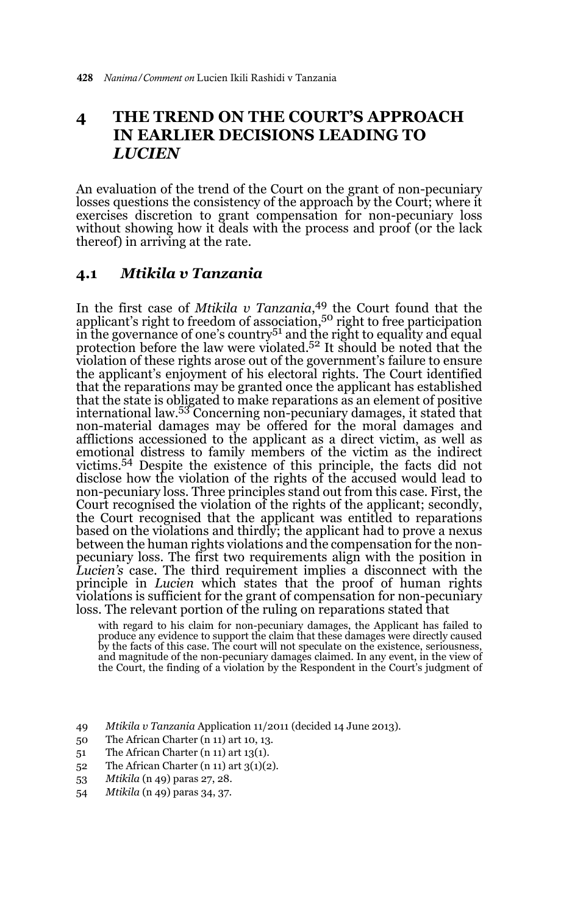## 4 THE TREND ON THE COURT'S APPROACH IN EARLIER DECISIONS LEADING TO *LUCIEN*

An evaluation of the trend of the Court on the grant of non-pecuniary losses questions the consistency of the approach by the Court; where it exercises discretion to grant compensation for non-pecuniary loss without showing how it deals with the process and proof (or the lack thereof) in arriving at the rate.

### 4.1 *Mtikila v Tanzania*

In the first case of *Mtikila v Tanzania*,[49] the Court found that the applicant's right to freedom of association,[50] right to free participation in the governance of one's country[51] and the right to equality and equal protection before the law were violated.[52] It should be noted that the violation of these rights arose out of the government's failure to ensure the applicant's enjoyment of his electoral rights. The Court identified that the reparations may be granted once the applicant has established that the state is obligated to make reparations as an element of positive international law.[53] Concerning non-pecuniary damages, it stated that non-material damages may be offered for the moral damages and afflictions accessioned to the applicant as a direct victim, as well as emotional distress to family members of the victim as the indirect victims.[54] Despite the existence of this principle, the facts did not disclose how the violation of the rights of the accused would lead to non-pecuniary loss. Three principles stand out from this case. First, the Court recognised the violation of the rights of the applicant; secondly, the Court recognised that the applicant was entitled to reparations based on the violations and thirdly; the applicant had to prove a nexus between the human rights violations and the compensation for the non-pecuniary loss. The first two requirements align with the position in *Lucien's* case. The third requirement implies a disconnect with the principle in *Lucien* which states that the proof of human rights violations is sufficient for the grant of compensation for non-pecuniary loss. The relevant portion of the ruling on reparations stated that

> with regard to his claim for non-pecuniary damages, the Applicant has failed to produce any evidence to support the claim that these damages were directly caused by the facts of this case. The court will not speculate on the existence, seriousness, and magnitude of the non-pecuniary damages claimed. In any event, in the view of the Court, the finding of a violation by the Respondent in the Court's judgment of

49 *Mtikila v Tanzania* Application 11/2011 (decided 14 June 2013).

50 The African Charter (n 11) art 10, 13.

51 The African Charter (n 11) art 13(1).

52 The African Charter (n 11) art 3(1)(2).

53 *Mtikila* (n 49) paras 27, 28.

54 *Mtikila* (n 49) paras 34, 37.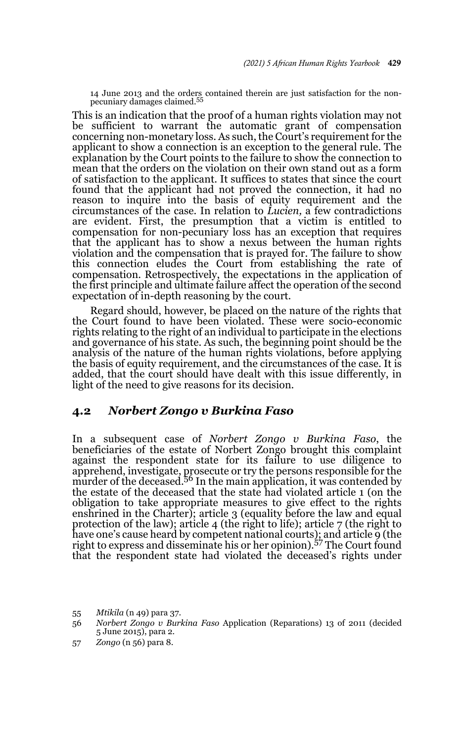14 June 2013 and the orders contained therein are just satisfaction for the non-pecuniary damages claimed.[55]

This is an indication that the proof of a human rights violation may not be sufficient to warrant the automatic grant of compensation concerning non-monetary loss. As such, the Court's requirement for the applicant to show a connection is an exception to the general rule. The explanation by the Court points to the failure to show the connection to mean that the orders on the violation on their own stand out as a form of satisfaction to the applicant. It suffices to states that since the court found that the applicant had not proved the connection, it had no reason to inquire into the basis of equity requirement and the circumstances of the case. In relation to *Lucien,* a few contradictions are evident. First, the presumption that a victim is entitled to compensation for non-pecuniary loss has an exception that requires that the applicant has to show a nexus between the human rights violation and the compensation that is prayed for. The failure to show this connection eludes the Court from establishing the rate of compensation. Retrospectively, the expectations in the application of the first principle and ultimate failure affect the operation of the second expectation of in-depth reasoning by the court.

Regard should, however, be placed on the nature of the rights that the Court found to have been violated. These were socio-economic rights relating to the right of an individual to participate in the elections and governance of his state. As such, the beginning point should be the analysis of the nature of the human rights violations, before applying the basis of equity requirement, and the circumstances of the case. It is added, that the court should have dealt with this issue differently, in light of the need to give reasons for its decision.

## 4.2 *Norbert Zongo v Burkina Faso*

In a subsequent case of *Norbert Zongo v Burkina Faso*, the beneficiaries of the estate of Norbert Zongo brought this complaint against the respondent state for its failure to use diligence to apprehend, investigate, prosecute or try the persons responsible for the murder of the deceased.[56] In the main application, it was contended by the estate of the deceased that the state had violated article 1 (on the obligation to take appropriate measures to give effect to the rights enshrined in the Charter); article 3 (equality before the law and equal protection of the law); article 4 (the right to life); article 7 (the right to have one's cause heard by competent national courts); and article 9 (the right to express and disseminate his or her opinion).[57] The Court found that the respondent state had violated the deceased's rights under

55 *Mtikila* (n 49) para 37.

56 *Norbert Zongo v Burkina Faso* Application (Reparations) 13 of 2011 (decided 5 June 2015), para 2.

57 *Zongo* (n 56) para 8.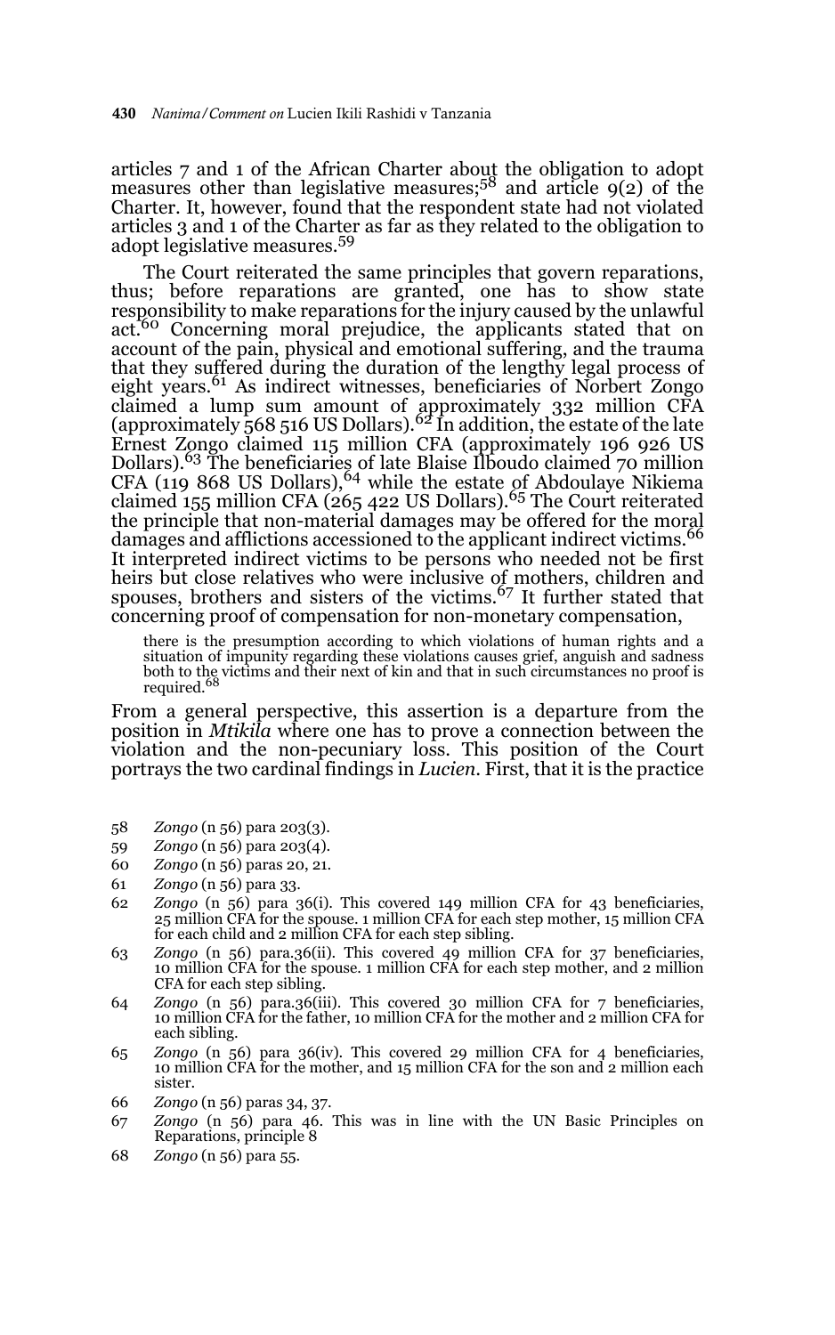articles 7 and 1 of the African Charter about the obligation to adopt measures other than legislative measures;[58] and article 9(2) of the Charter. It, however, found that the respondent state had not violated articles 3 and 1 of the Charter as far as they related to the obligation to adopt legislative measures.[59]

The Court reiterated the same principles that govern reparations, thus; before reparations are granted, one has to show state responsibility to make reparations for the injury caused by the unlawful act.[60] Concerning moral prejudice, the applicants stated that on account of the pain, physical and emotional suffering, and the trauma that they suffered during the duration of the lengthy legal process of eight years.[61] As indirect witnesses, beneficiaries of Norbert Zongo claimed a lump sum amount of approximately 332 million CFA (approximately 568 516 US Dollars).[62] In addition, the estate of the late Ernest Zongo claimed 115 million CFA (approximately 196 926 US Dollars).[63] The beneficiaries of late Blaise Ilboudo claimed 70 million CFA (119 868 US Dollars),[64] while the estate of Abdoulaye Nikiema claimed 155 million CFA (265 422 US Dollars).[65] The Court reiterated the principle that non-material damages may be offered for the moral damages and afflictions accessioned to the applicant indirect victims.[66] It interpreted indirect victims to be persons who needed not be first heirs but close relatives who were inclusive of mothers, children and spouses, brothers and sisters of the victims.[67] It further stated that concerning proof of compensation for non-monetary compensation,

> there is the presumption according to which violations of human rights and a situation of impunity regarding these violations causes grief, anguish and sadness both to the victims and their next of kin and that in such circumstances no proof is required.[68]

From a general perspective, this assertion is a departure from the position in *Mtikila* where one has to prove a connection between the violation and the non-pecuniary loss. This position of the Court portrays the two cardinal findings in *Lucien*. First, that it is the practice

58 *Zongo* (n 56) para 203(3).

59 *Zongo* (n 56) para 203(4).

60 *Zongo* (n 56) paras 20, 21.

61 *Zongo* (n 56) para 33.

62 *Zongo* (n 56) para 36(i). This covered 149 million CFA for 43 beneficiaries, 25 million CFA for the spouse. 1 million CFA for each step mother, 15 million CFA for each child and 2 million CFA for each step sibling.

63 *Zongo* (n 56) para.36(ii). This covered 49 million CFA for 37 beneficiaries, 10 million CFA for the spouse. 1 million CFA for each step mother, and 2 million CFA for each step sibling.

64 *Zongo* (n 56) para.36(iii). This covered 30 million CFA for 7 beneficiaries, 10 million CFA for the father, 10 million CFA for the mother and 2 million CFA for each sibling.

65 *Zongo* (n 56) para 36(iv). This covered 29 million CFA for 4 beneficiaries, 10 million CFA for the mother, and 15 million CFA for the son and 2 million each sister.

66 *Zongo* (n 56) paras 34, 37.

67 *Zongo* (n 56) para 46. This was in line with the UN Basic Principles on Reparations, principle 8

68 *Zongo* (n 56) para 55.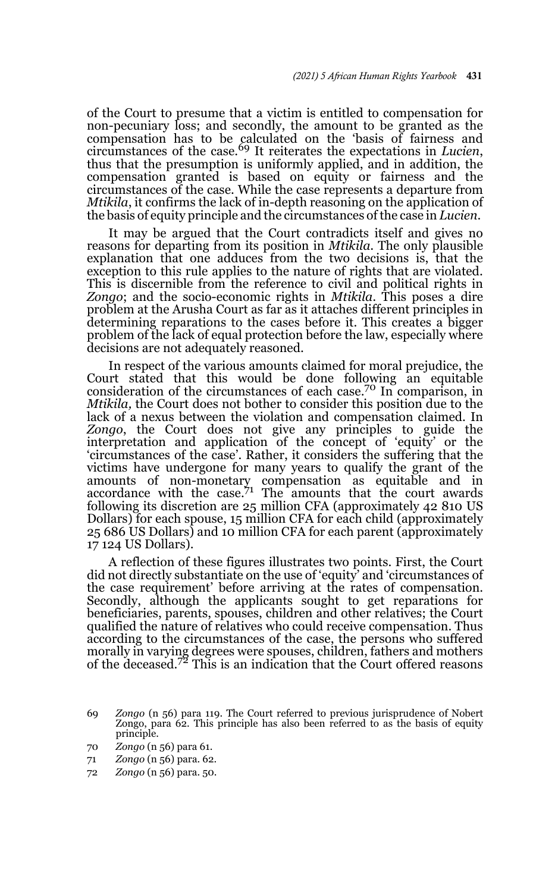of the Court to presume that a victim is entitled to compensation for non-pecuniary loss; and secondly, the amount to be granted as the compensation has to be calculated on the 'basis of fairness and circumstances of the case.[69] It reiterates the expectations in *Lucien*, thus that the presumption is uniformly applied, and in addition, the compensation granted is based on equity or fairness and the circumstances of the case. While the case represents a departure from *Mtikila*, it confirms the lack of in-depth reasoning on the application of the basis of equity principle and the circumstances of the case in *Lucien*.

It may be argued that the Court contradicts itself and gives no reasons for departing from its position in *Mtikila*. The only plausible explanation that one adduces from the two decisions is, that the exception to this rule applies to the nature of rights that are violated. This is discernible from the reference to civil and political rights in *Zongo*; and the socio-economic rights in *Mtikila*. This poses a dire problem at the Arusha Court as far as it attaches different principles in determining reparations to the cases before it. This creates a bigger problem of the lack of equal protection before the law, especially where decisions are not adequately reasoned.

In respect of the various amounts claimed for moral prejudice, the Court stated that this would be done following an equitable consideration of the circumstances of each case.[70] In comparison, in *Mtikila,* the Court does not bother to consider this position due to the lack of a nexus between the violation and compensation claimed. In *Zongo*, the Court does not give any principles to guide the interpretation and application of the concept of 'equity' or the 'circumstances of the case'. Rather, it considers the suffering that the victims have undergone for many years to qualify the grant of the amounts of non-monetary compensation as equitable and in accordance with the case.[71] The amounts that the court awards following its discretion are 25 million CFA (approximately 42 810 US Dollars) for each spouse, 15 million CFA for each child (approximately 25 686 US Dollars) and 10 million CFA for each parent (approximately 17 124 US Dollars).

A reflection of these figures illustrates two points. First, the Court did not directly substantiate on the use of 'equity' and 'circumstances of the case requirement' before arriving at the rates of compensation. Secondly, although the applicants sought to get reparations for beneficiaries, parents, spouses, children and other relatives; the Court qualified the nature of relatives who could receive compensation. Thus according to the circumstances of the case, the persons who suffered morally in varying degrees were spouses, children, fathers and mothers of the deceased.[72] This is an indication that the Court offered reasons

---

69 *Zongo* (n 56) para 119. The Court referred to previous jurisprudence of Nobert Zongo, para 62. This principle has also been referred to as the basis of equity principle.

70 *Zongo* (n 56) para 61.

71 *Zongo* (n 56) para. 62.

72 *Zongo* (n 56) para. 50.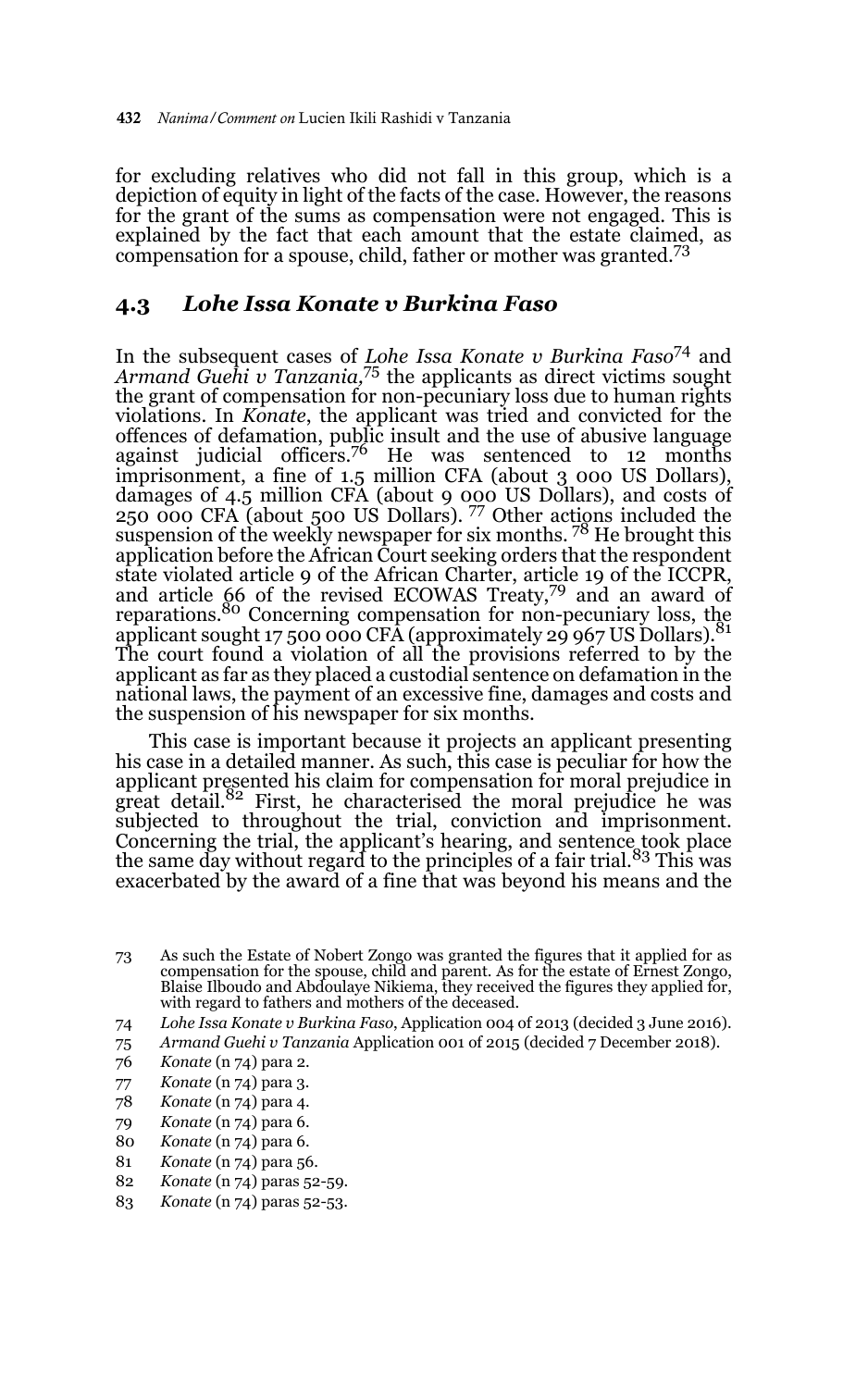for excluding relatives who did not fall in this group, which is a depiction of equity in light of the facts of the case. However, the reasons for the grant of the sums as compensation were not engaged. This is explained by the fact that each amount that the estate claimed, as compensation for a spouse, child, father or mother was granted.[73]

## 4.3 *Lohe Issa Konate v Burkina Faso*

In the subsequent cases of *Lohe Issa Konate v Burkina Faso*[74] and *Armand Guehi v Tanzania,*[75] the applicants as direct victims sought the grant of compensation for non-pecuniary loss due to human rights violations. In *Konate*, the applicant was tried and convicted for the offences of defamation, public insult and the use of abusive language against judicial officers.[76] He was sentenced to 12 months imprisonment, a fine of 1.5 million CFA (about 3 000 US Dollars), damages of 4.5 million CFA (about 9 000 US Dollars), and costs of 250 000 CFA (about 500 US Dollars). [77] Other actions included the suspension of the weekly newspaper for six months. [78] He brought this application before the African Court seeking orders that the respondent state violated article 9 of the African Charter, article 19 of the ICCPR, and article 66 of the revised ECOWAS Treaty,[79] and an award of reparations.[80] Concerning compensation for non-pecuniary loss, the applicant sought 17 500 000 CFA (approximately 29 967 US Dollars).[81] The court found a violation of all the provisions referred to by the applicant as far as they placed a custodial sentence on defamation in the national laws, the payment of an excessive fine, damages and costs and the suspension of his newspaper for six months.

This case is important because it projects an applicant presenting his case in a detailed manner. As such, this case is peculiar for how the applicant presented his claim for compensation for moral prejudice in great detail.[82] First, he characterised the moral prejudice he was subjected to throughout the trial, conviction and imprisonment. Concerning the trial, the applicant's hearing, and sentence took place the same day without regard to the principles of a fair trial.[83] This was exacerbated by the award of a fine that was beyond his means and the

---

73 As such the Estate of Nobert Zongo was granted the figures that it applied for as compensation for the spouse, child and parent. As for the estate of Ernest Zongo, Blaise Ilboudo and Abdoulaye Nikiema, they received the figures they applied for, with regard to fathers and mothers of the deceased.

74 *Lohe Issa Konate v Burkina Faso*, Application 004 of 2013 (decided 3 June 2016).

75 *Armand Guehi v Tanzania* Application 001 of 2015 (decided 7 December 2018).

76 *Konate* (n 74) para 2.

77 *Konate* (n 74) para 3.

78 *Konate* (n 74) para 4.

79 *Konate* (n 74) para 6.

80 *Konate* (n 74) para 6.

81 *Konate* (n 74) para 56.

82 *Konate* (n 74) paras 52-59.

83 *Konate* (n 74) paras 52-53.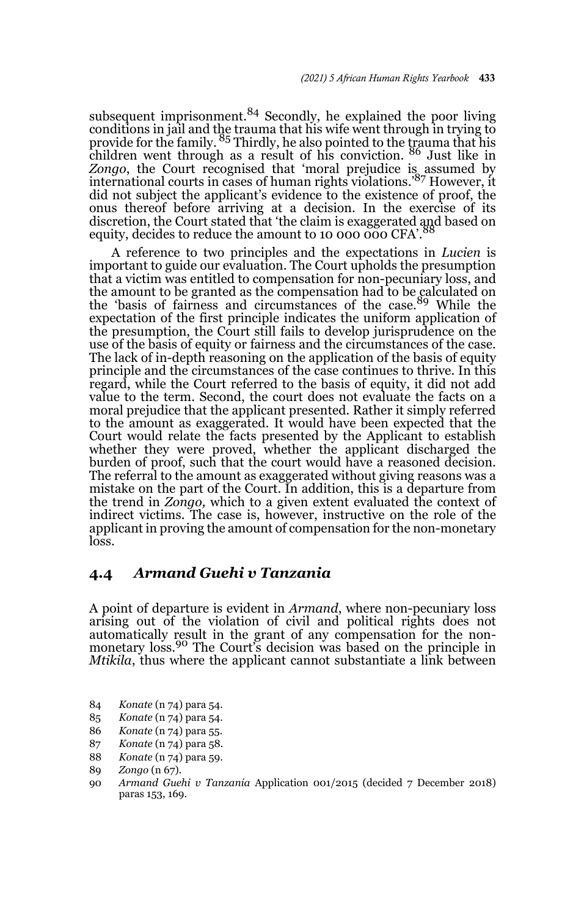subsequent imprisonment.[84] Secondly, he explained the poor living conditions in jail and the trauma that his wife went through in trying to provide for the family. [85] Thirdly, he also pointed to the trauma that his children went through as a result of his conviction. [86] Just like in *Zongo*, the Court recognised that 'moral prejudice is assumed by international courts in cases of human rights violations.'[87] However, it did not subject the applicant's evidence to the existence of proof, the onus thereof before arriving at a decision. In the exercise of its discretion, the Court stated that 'the claim is exaggerated and based on equity, decides to reduce the amount to 10 000 000 CFA'.[88]

A reference to two principles and the expectations in *Lucien* is important to guide our evaluation. The Court upholds the presumption that a victim was entitled to compensation for non-pecuniary loss, and the amount to be granted as the compensation had to be calculated on the 'basis of fairness and circumstances of the case.[89] While the expectation of the first principle indicates the uniform application of the presumption, the Court still fails to develop jurisprudence on the use of the basis of equity or fairness and the circumstances of the case. The lack of in-depth reasoning on the application of the basis of equity principle and the circumstances of the case continues to thrive. In this regard, while the Court referred to the basis of equity, it did not add value to the term. Second, the court does not evaluate the facts on a moral prejudice that the applicant presented. Rather it simply referred to the amount as exaggerated. It would have been expected that the Court would relate the facts presented by the Applicant to establish whether they were proved, whether the applicant discharged the burden of proof, such that the court would have a reasoned decision. The referral to the amount as exaggerated without giving reasons was a mistake on the part of the Court. In addition, this is a departure from the trend in *Zongo*, which to a given extent evaluated the context of indirect victims. The case is, however, instructive on the role of the applicant in proving the amount of compensation for the non-monetary loss.

## 4.4 *Armand Guehi v Tanzania*

A point of departure is evident in *Armand*, where non-pecuniary loss arising out of the violation of civil and political rights does not automatically result in the grant of any compensation for the non-monetary loss.[90] The Court's decision was based on the principle in *Mtikila*, thus where the applicant cannot substantiate a link between

84 *Konate* (n 74) para 54.
85 *Konate* (n 74) para 54.
86 *Konate* (n 74) para 55.
87 *Konate* (n 74) para 58.
88 *Konate* (n 74) para 59.
89 *Zongo* (n 67).
90 *Armand Guehi v Tanzania* Application 001/2015 (decided 7 December 2018) paras 153, 169.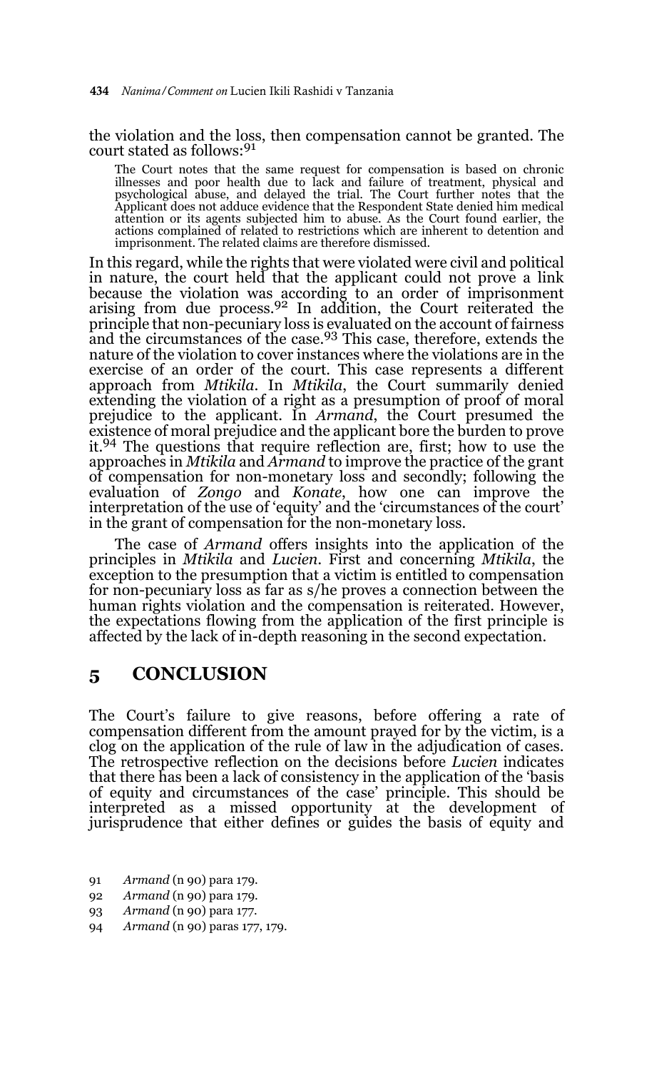the violation and the loss, then compensation cannot be granted. The court stated as follows:[91]

> The Court notes that the same request for compensation is based on chronic illnesses and poor health due to lack and failure of treatment, physical and psychological abuse, and delayed the trial. The Court further notes that the Applicant does not adduce evidence that the Respondent State denied him medical attention or its agents subjected him to abuse. As the Court found earlier, the actions complained of related to restrictions which are inherent to detention and imprisonment. The related claims are therefore dismissed.

In this regard, while the rights that were violated were civil and political in nature, the court held that the applicant could not prove a link because the violation was according to an order of imprisonment arising from due process.[92] In addition, the Court reiterated the principle that non-pecuniary loss is evaluated on the account of fairness and the circumstances of the case.[93] This case, therefore, extends the nature of the violation to cover instances where the violations are in the exercise of an order of the court. This case represents a different approach from *Mtikila*. In *Mtikila*, the Court summarily denied extending the violation of a right as a presumption of proof of moral prejudice to the applicant. In *Armand*, the Court presumed the existence of moral prejudice and the applicant bore the burden to prove it.[94] The questions that require reflection are, first; how to use the approaches in *Mtikila* and *Armand* to improve the practice of the grant of compensation for non-monetary loss and secondly; following the evaluation of *Zongo* and *Konate*, how one can improve the interpretation of the use of 'equity' and the 'circumstances of the court' in the grant of compensation for the non-monetary loss.

The case of *Armand* offers insights into the application of the principles in *Mtikila* and *Lucien*. First and concerning *Mtikila*, the exception to the presumption that a victim is entitled to compensation for non-pecuniary loss as far as s/he proves a connection between the human rights violation and the compensation is reiterated. However, the expectations flowing from the application of the first principle is affected by the lack of in-depth reasoning in the second expectation.

## 5 CONCLUSION

The Court's failure to give reasons, before offering a rate of compensation different from the amount prayed for by the victim, is a clog on the application of the rule of law in the adjudication of cases. The retrospective reflection on the decisions before *Lucien* indicates that there has been a lack of consistency in the application of the 'basis of equity and circumstances of the case' principle. This should be interpreted as a missed opportunity at the development of jurisprudence that either defines or guides the basis of equity and

91 *Armand* (n 90) para 179.
92 *Armand* (n 90) para 179.
93 *Armand* (n 90) para 177.
94 *Armand* (n 90) paras 177, 179.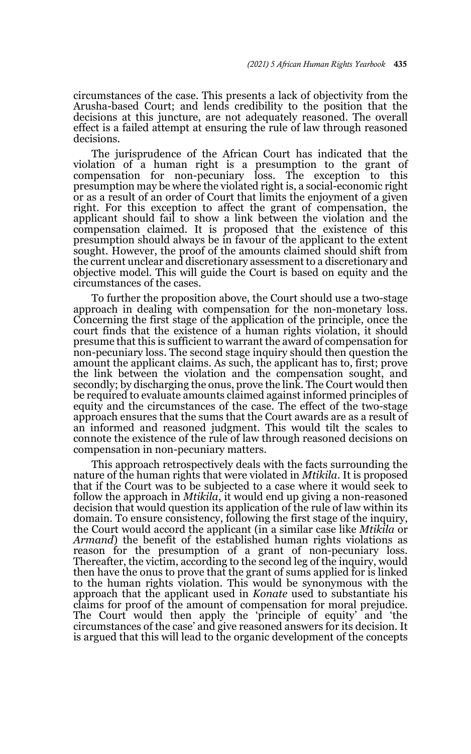circumstances of the case. This presents a lack of objectivity from the Arusha-based Court; and lends credibility to the position that the decisions at this juncture, are not adequately reasoned. The overall effect is a failed attempt at ensuring the rule of law through reasoned decisions.

The jurisprudence of the African Court has indicated that the violation of a human right is a presumption to the grant of compensation for non-pecuniary loss. The exception to this presumption may be where the violated right is, a social-economic right or as a result of an order of Court that limits the enjoyment of a given right. For this exception to affect the grant of compensation, the applicant should fail to show a link between the violation and the compensation claimed. It is proposed that the existence of this presumption should always be in favour of the applicant to the extent sought. However, the proof of the amounts claimed should shift from the current unclear and discretionary assessment to a discretionary and objective model. This will guide the Court is based on equity and the circumstances of the cases.

To further the proposition above, the Court should use a two-stage approach in dealing with compensation for the non-monetary loss. Concerning the first stage of the application of the principle, once the court finds that the existence of a human rights violation, it should presume that this is sufficient to warrant the award of compensation for non-pecuniary loss. The second stage inquiry should then question the amount the applicant claims. As such, the applicant has to, first; prove the link between the violation and the compensation sought, and secondly; by discharging the onus, prove the link. The Court would then be required to evaluate amounts claimed against informed principles of equity and the circumstances of the case. The effect of the two-stage approach ensures that the sums that the Court awards are as a result of an informed and reasoned judgment. This would tilt the scales to connote the existence of the rule of law through reasoned decisions on compensation in non-pecuniary matters.

This approach retrospectively deals with the facts surrounding the nature of the human rights that were violated in *Mtikila*. It is proposed that if the Court was to be subjected to a case where it would seek to follow the approach in *Mtikila*, it would end up giving a non-reasoned decision that would question its application of the rule of law within its domain. To ensure consistency, following the first stage of the inquiry, the Court would accord the applicant (in a similar case like *Mtikila* or *Armand*) the benefit of the established human rights violations as reason for the presumption of a grant of non-pecuniary loss. Thereafter, the victim, according to the second leg of the inquiry, would then have the onus to prove that the grant of sums applied for is linked to the human rights violation. This would be synonymous with the approach that the applicant used in *Konate* used to substantiate his claims for proof of the amount of compensation for moral prejudice. The Court would then apply the 'principle of equity' and 'the circumstances of the case' and give reasoned answers for its decision. It is argued that this will lead to the organic development of the concepts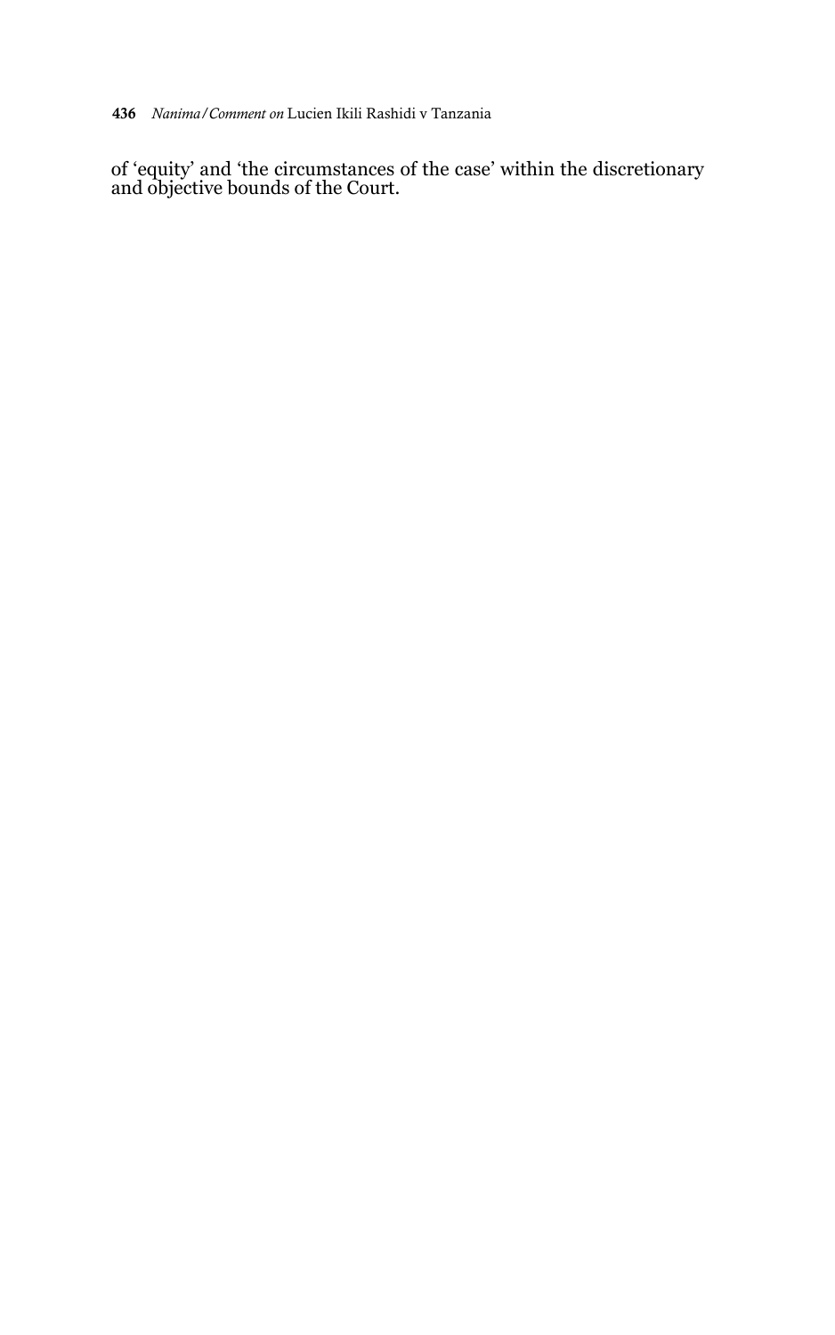of 'equity' and 'the circumstances of the case' within the discretionary and objective bounds of the Court.